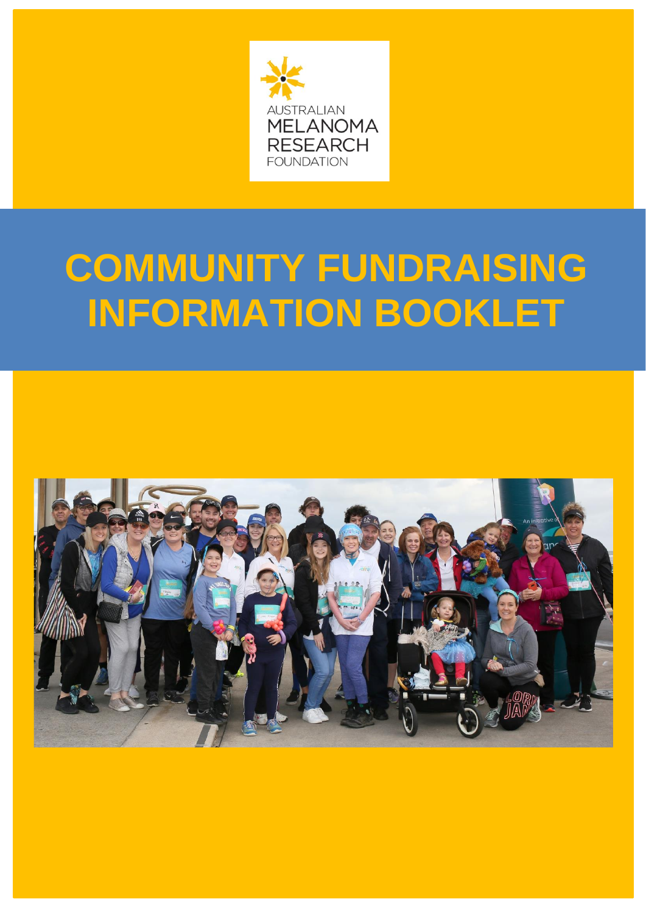AUSTRALIAN MELANOMA RESEARCH FOUNDATION

# COMMUNITY FUNDRAISING INFORMATION BOOKLET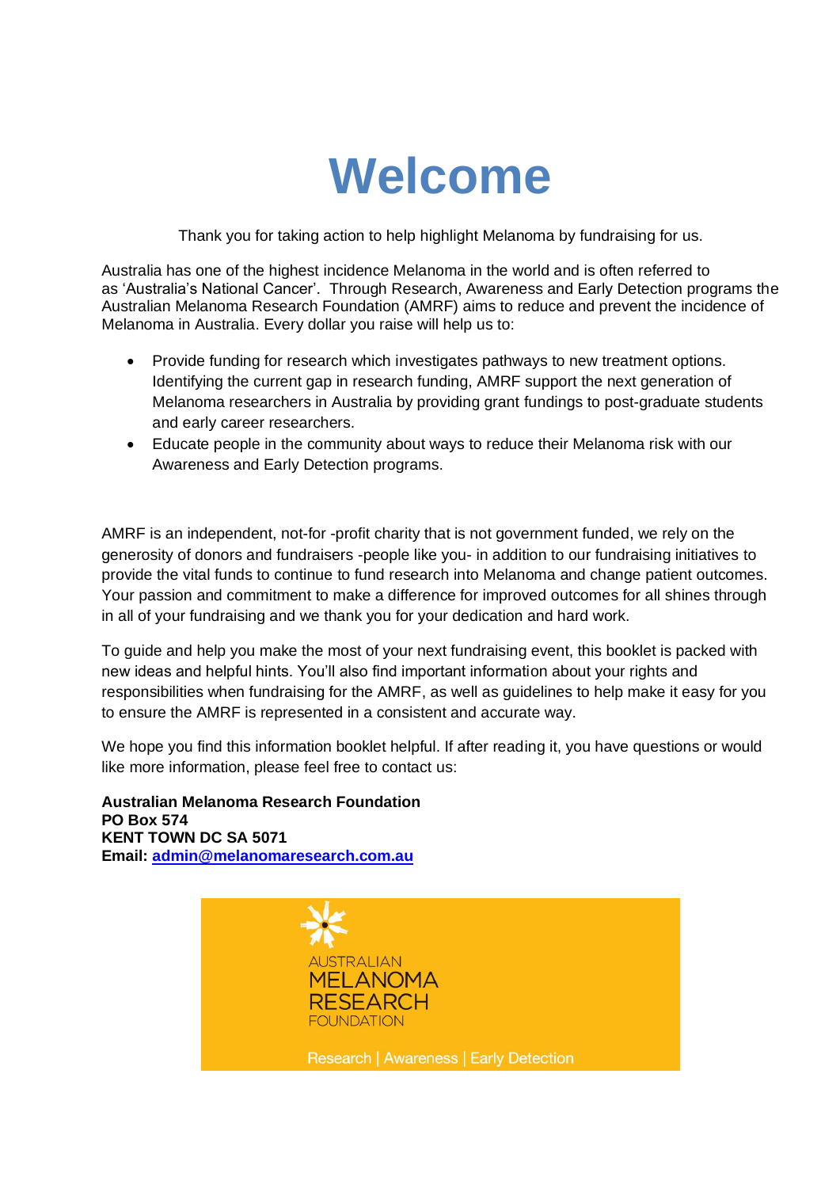# Welcome

Thank you for taking action to help highlight Melanoma by fundraising for us.

Australia has one of the highest incidence Melanoma in the world and is often referred to as 'Australia's National Cancer'. Through Research, Awareness and Early Detection programs the Australian Melanoma Research Foundation (AMRF) aims to reduce and prevent the incidence of Melanoma in Australia. Every dollar you raise will help us to:

- Provide funding for research which investigates pathways to new treatment options. Identifying the current gap in research funding, AMRF support the next generation of Melanoma researchers in Australia by providing grant fundings to post-graduate students and early career researchers.
- Educate people in the community about ways to reduce their Melanoma risk with our Awareness and Early Detection programs.

AMRF is an independent, not-for -profit charity that is not government funded, we rely on the generosity of donors and fundraisers -people like you- in addition to our fundraising initiatives to provide the vital funds to continue to fund research into Melanoma and change patient outcomes. Your passion and commitment to make a difference for improved outcomes for all shines through in all of your fundraising and we thank you for your dedication and hard work.

To guide and help you make the most of your next fundraising event, this booklet is packed with new ideas and helpful hints. You'll also find important information about your rights and responsibilities when fundraising for the AMRF, as well as guidelines to help make it easy for you to ensure the AMRF is represented in a consistent and accurate way.

We hope you find this information booklet helpful. If after reading it, you have questions or would like more information, please feel free to contact us:

**Australian Melanoma Research Foundation**
**PO Box 574**
**KENT TOWN DC SA 5071**
**Email: admin@melanomaresearch.com.au**

AUSTRALIAN MELANOMA RESEARCH FOUNDATION

Research | Awareness | Early Detection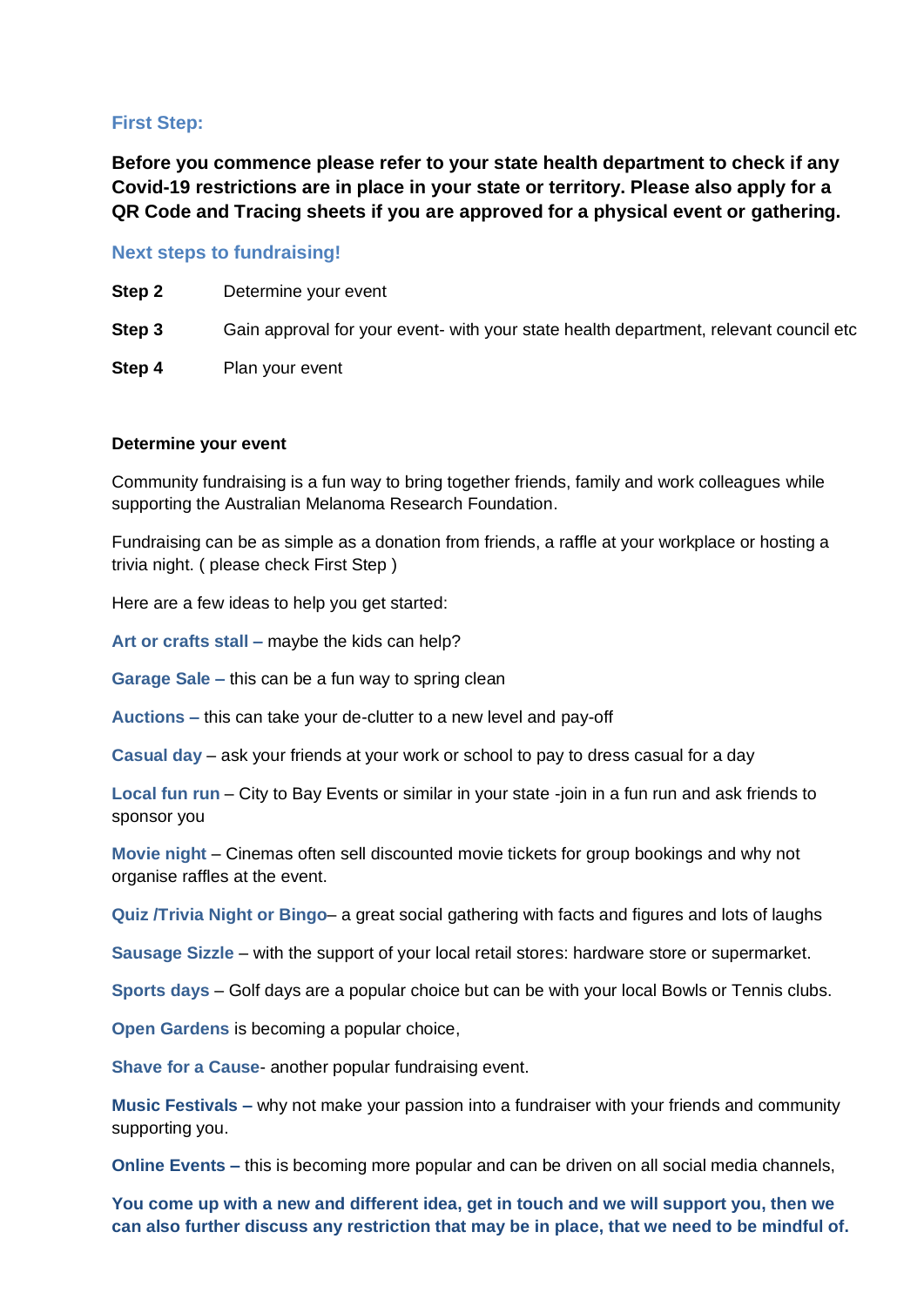### First Step:

**Before you commence please refer to your state health department to check if any Covid-19 restrictions are in place in your state or territory. Please also apply for a QR Code and Tracing sheets if you are approved for a physical event or gathering.**

### Next steps to fundraising!

| | |
|---|---|
| **Step 2** | Determine your event |
| **Step 3** | Gain approval for your event- with your state health department, relevant council etc |
| **Step 4** | Plan your event |

**Determine your event**

Community fundraising is a fun way to bring together friends, family and work colleagues while supporting the Australian Melanoma Research Foundation.

Fundraising can be as simple as a donation from friends, a raffle at your workplace or hosting a trivia night. ( please check First Step )

Here are a few ideas to help you get started:

**Art or crafts stall –** maybe the kids can help?

**Garage Sale –** this can be a fun way to spring clean

**Auctions –** this can take your de-clutter to a new level and pay-off

**Casual day** – ask your friends at your work or school to pay to dress casual for a day

**Local fun run** – City to Bay Events or similar in your state -join in a fun run and ask friends to sponsor you

**Movie night** – Cinemas often sell discounted movie tickets for group bookings and why not organise raffles at the event.

**Quiz /Trivia Night or Bingo**– a great social gathering with facts and figures and lots of laughs

**Sausage Sizzle** – with the support of your local retail stores: hardware store or supermarket.

**Sports days** – Golf days are a popular choice but can be with your local Bowls or Tennis clubs.

**Open Gardens** is becoming a popular choice,

**Shave for a Cause**- another popular fundraising event.

**Music Festivals –** why not make your passion into a fundraiser with your friends and community supporting you.

**Online Events –** this is becoming more popular and can be driven on all social media channels,

**You come up with a new and different idea, get in touch and we will support you, then we can also further discuss any restriction that may be in place, that we need to be mindful of.**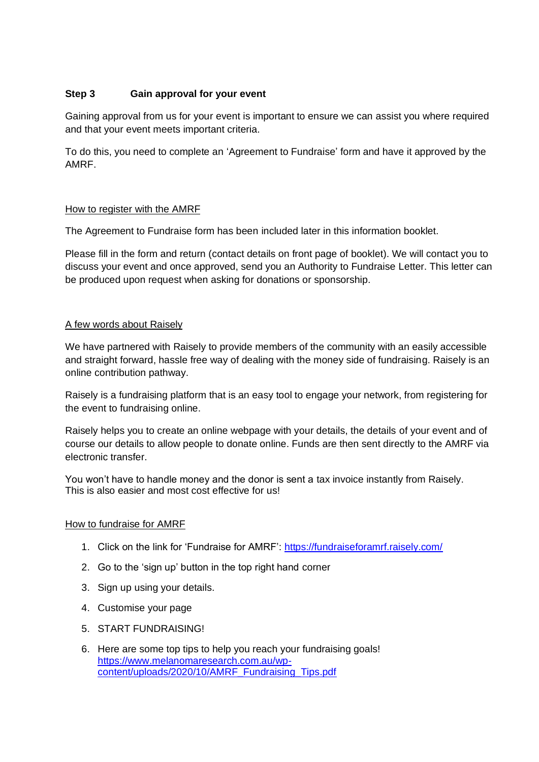### Step 3 Gain approval for your event

Gaining approval from us for your event is important to ensure we can assist you where required and that your event meets important criteria.

To do this, you need to complete an 'Agreement to Fundraise' form and have it approved by the AMRF.

How to register with the AMRF

The Agreement to Fundraise form has been included later in this information booklet.

Please fill in the form and return (contact details on front page of booklet). We will contact you to discuss your event and once approved, send you an Authority to Fundraise Letter. This letter can be produced upon request when asking for donations or sponsorship.

A few words about Raisely

We have partnered with Raisely to provide members of the community with an easily accessible and straight forward, hassle free way of dealing with the money side of fundraising. Raisely is an online contribution pathway.

Raisely is a fundraising platform that is an easy tool to engage your network, from registering for the event to fundraising online.

Raisely helps you to create an online webpage with your details, the details of your event and of course our details to allow people to donate online. Funds are then sent directly to the AMRF via electronic transfer.

You won't have to handle money and the donor is sent a tax invoice instantly from Raisely. This is also easier and most cost effective for us!

How to fundraise for AMRF

1. Click on the link for 'Fundraise for AMRF': https://fundraiseforamrf.raisely.com/
2. Go to the 'sign up' button in the top right hand corner
3. Sign up using your details.
4. Customise your page
5. START FUNDRAISING!
6. Here are some top tips to help you reach your fundraising goals! https://www.melanomaresearch.com.au/wp-content/uploads/2020/10/AMRF_Fundraising_Tips.pdf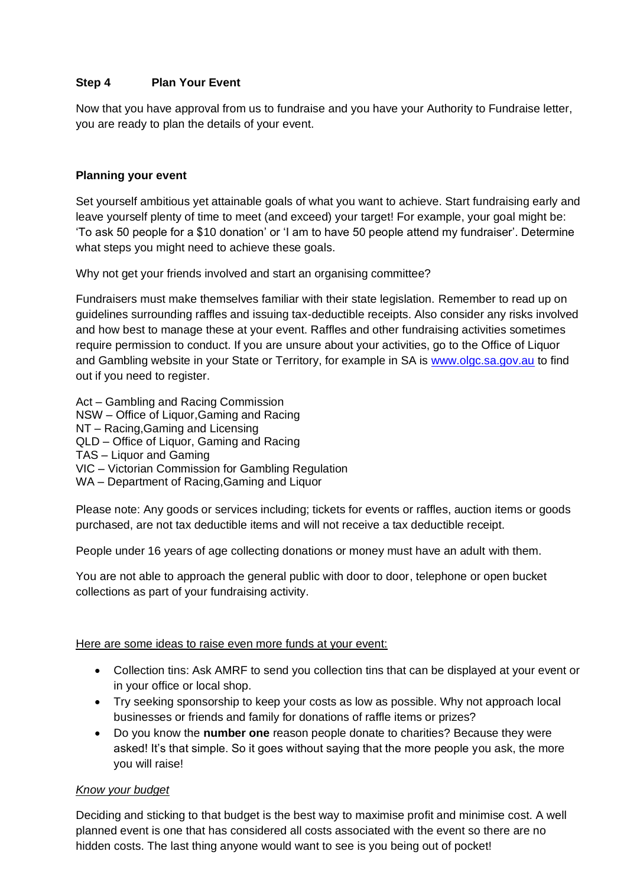## Step 4 Plan Your Event

Now that you have approval from us to fundraise and you have your Authority to Fundraise letter, you are ready to plan the details of your event.

### Planning your event

Set yourself ambitious yet attainable goals of what you want to achieve. Start fundraising early and leave yourself plenty of time to meet (and exceed) your target! For example, your goal might be: 'To ask 50 people for a $10 donation' or 'I am to have 50 people attend my fundraiser'. Determine what steps you might need to achieve these goals.

Why not get your friends involved and start an organising committee?

Fundraisers must make themselves familiar with their state legislation. Remember to read up on guidelines surrounding raffles and issuing tax-deductible receipts. Also consider any risks involved and how best to manage these at your event. Raffles and other fundraising activities sometimes require permission to conduct. If you are unsure about your activities, go to the Office of Liquor and Gambling website in your State or Territory, for example in SA is www.olgc.sa.gov.au to find out if you need to register.

Act – Gambling and Racing Commission
NSW – Office of Liquor,Gaming and Racing
NT – Racing,Gaming and Licensing
QLD – Office of Liquor, Gaming and Racing
TAS – Liquor and Gaming
VIC – Victorian Commission for Gambling Regulation
WA – Department of Racing,Gaming and Liquor

Please note: Any goods or services including; tickets for events or raffles, auction items or goods purchased, are not tax deductible items and will not receive a tax deductible receipt.

People under 16 years of age collecting donations or money must have an adult with them.

You are not able to approach the general public with door to door, telephone or open bucket collections as part of your fundraising activity.

Here are some ideas to raise even more funds at your event:

- Collection tins: Ask AMRF to send you collection tins that can be displayed at your event or in your office or local shop.
- Try seeking sponsorship to keep your costs as low as possible. Why not approach local businesses or friends and family for donations of raffle items or prizes?
- Do you know the **number one** reason people donate to charities? Because they were asked! It's that simple. So it goes without saying that the more people you ask, the more you will raise!

*Know your budget*

Deciding and sticking to that budget is the best way to maximise profit and minimise cost. A well planned event is one that has considered all costs associated with the event so there are no hidden costs. The last thing anyone would want to see is you being out of pocket!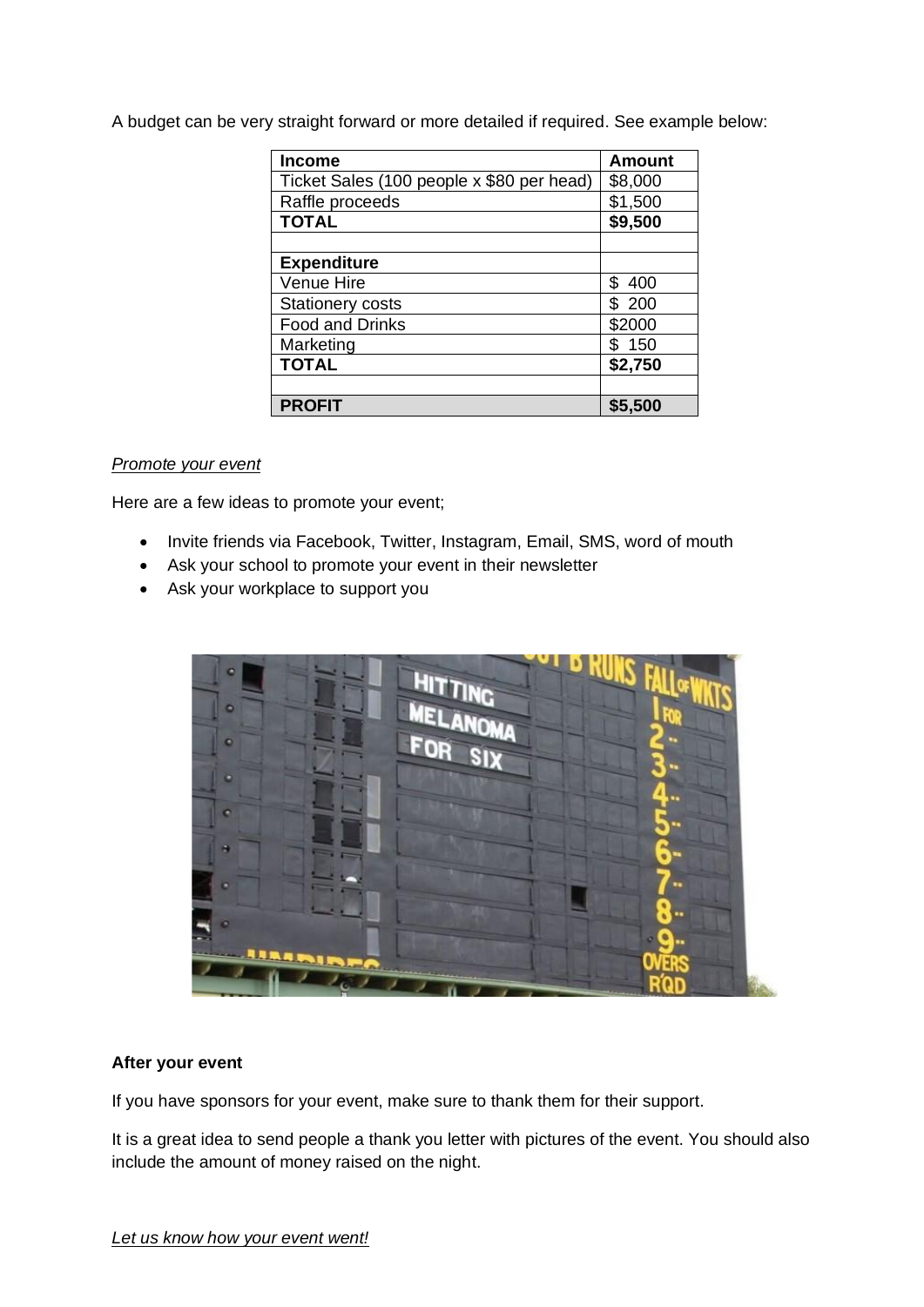A budget can be very straight forward or more detailed if required. See example below:

| Income | Amount |
|---|---|
| Ticket Sales (100 people x $80 per head) | $8,000 |
| Raffle proceeds | $1,500 |
| **TOTAL** | **$9,500** |
| | |
| **Expenditure** | |
| Venue Hire | $ 400 |
| Stationery costs | $ 200 |
| Food and Drinks | $2000 |
| Marketing | $ 150 |
| **TOTAL** | **$2,750** |
| | |
| **PROFIT** | **$5,500** |

*Promote your event*

Here are a few ideas to promote your event;

- Invite friends via Facebook, Twitter, Instagram, Email, SMS, word of mouth
- Ask your school to promote your event in their newsletter
- Ask your workplace to support you

**After your event**

If you have sponsors for your event, make sure to thank them for their support.

It is a great idea to send people a thank you letter with pictures of the event. You should also include the amount of money raised on the night.

*Let us know how your event went!*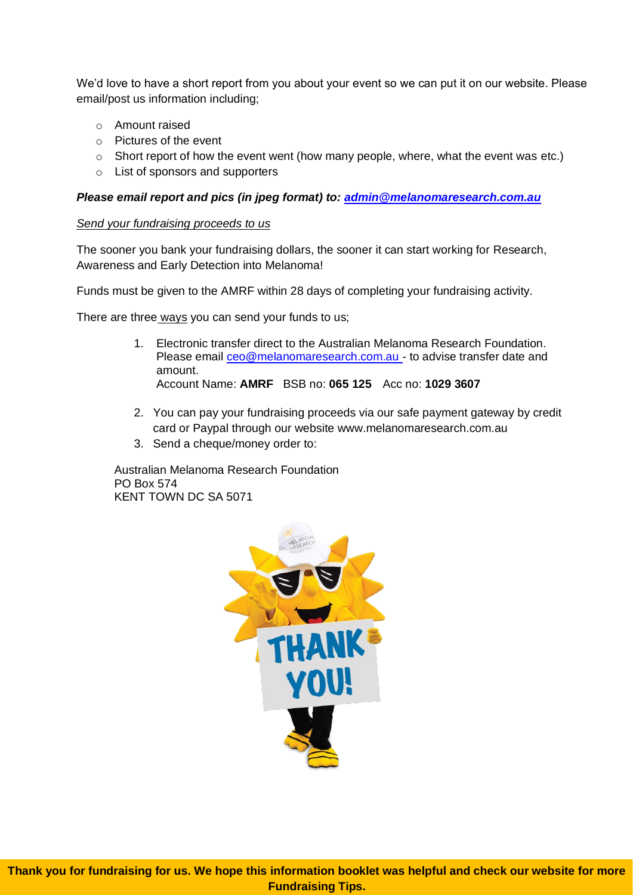We'd love to have a short report from you about your event so we can put it on our website. Please email/post us information including;

- Amount raised
- Pictures of the event
- Short report of how the event went (how many people, where, what the event was etc.)
- List of sponsors and supporters

***Please email report and pics (in jpeg format) to: admin@melanomaresearch.com.au***

*Send your fundraising proceeds to us*

The sooner you bank your fundraising dollars, the sooner it can start working for Research, Awareness and Early Detection into Melanoma!

Funds must be given to the AMRF within 28 days of completing your fundraising activity.

There are three ways you can send your funds to us;

1. Electronic transfer direct to the Australian Melanoma Research Foundation. Please email ceo@melanomaresearch.com.au - to advise transfer date and amount.
   Account Name: **AMRF** BSB no: **065 125** Acc no: **1029 3607**
2. You can pay your fundraising proceeds via our safe payment gateway by credit card or Paypal through our website www.melanomaresearch.com.au
3. Send a cheque/money order to:

Australian Melanoma Research Foundation
PO Box 574
KENT TOWN DC SA 5071

**Thank you for fundraising for us. We hope this information booklet was helpful and check our website for more Fundraising Tips.**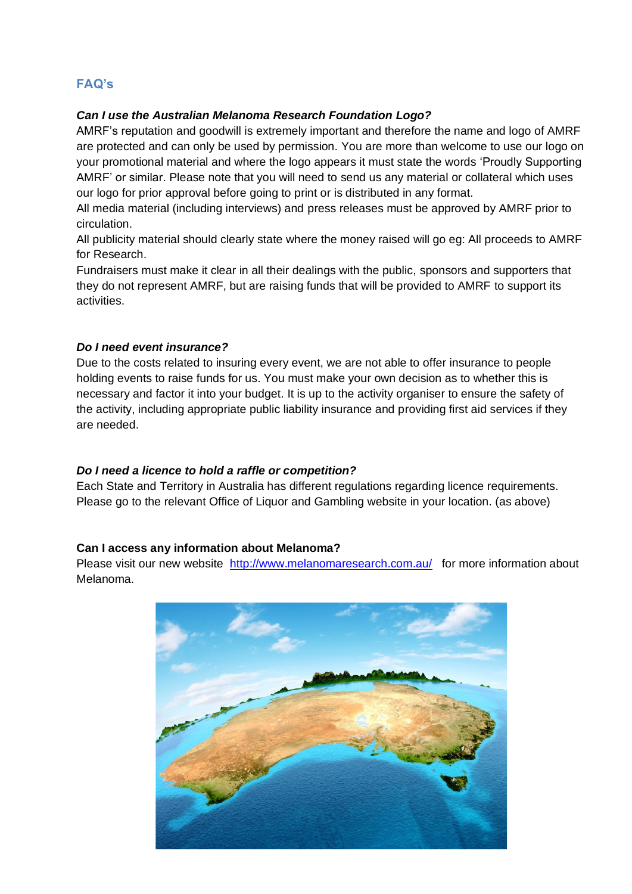## FAQ's

***Can I use the Australian Melanoma Research Foundation Logo?***

AMRF's reputation and goodwill is extremely important and therefore the name and logo of AMRF are protected and can only be used by permission. You are more than welcome to use our logo on your promotional material and where the logo appears it must state the words 'Proudly Supporting AMRF' or similar. Please note that you will need to send us any material or collateral which uses our logo for prior approval before going to print or is distributed in any format.

All media material (including interviews) and press releases must be approved by AMRF prior to circulation.

All publicity material should clearly state where the money raised will go eg: All proceeds to AMRF for Research.

Fundraisers must make it clear in all their dealings with the public, sponsors and supporters that they do not represent AMRF, but are raising funds that will be provided to AMRF to support its activities.

***Do I need event insurance?***

Due to the costs related to insuring every event, we are not able to offer insurance to people holding events to raise funds for us. You must make your own decision as to whether this is necessary and factor it into your budget. It is up to the activity organiser to ensure the safety of the activity, including appropriate public liability insurance and providing first aid services if they are needed.

***Do I need a licence to hold a raffle or competition?***

Each State and Territory in Australia has different regulations regarding licence requirements. Please go to the relevant Office of Liquor and Gambling website in your location. (as above)

**Can I access any information about Melanoma?**

Please visit our new website [http://www.melanomaresearch.com.au/](http://www.melanomaresearch.com.au/) for more information about Melanoma.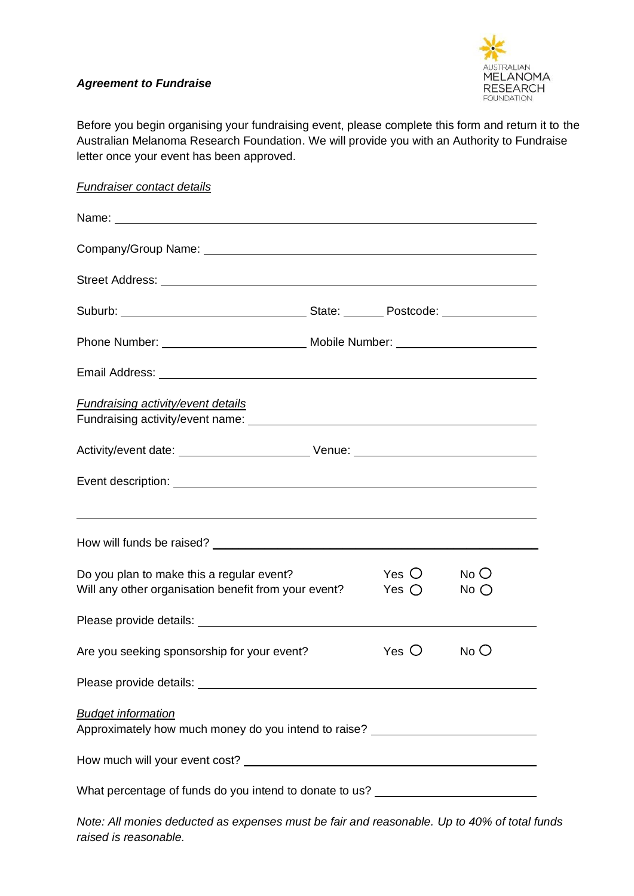***Agreement to Fundraise***

Before you begin organising your fundraising event, please complete this form and return it to the Australian Melanoma Research Foundation. We will provide you with an Authority to Fundraise letter once your event has been approved.

*Fundraiser contact details*

Name: ______________________________________________

Company/Group Name: ______________________________________________

Street Address: ______________________________________________

Suburb: ____________________ State: ______ Postcode: ______________

Phone Number: ____________________ Mobile Number: ____________________

Email Address: ______________________________________________

*Fundraising activity/event details*

Fundraising activity/event name: ______________________________________________

Activity/event date: ____________________ Venue: ____________________

Event description: ______________________________________________

______________________________________________

How will funds be raised? ______________________________________________

Do you plan to make this a regular event? Yes ○ No ○

Will any other organisation benefit from your event? Yes ○ No ○

Please provide details: ______________________________________________

Are you seeking sponsorship for your event? Yes ○ No ○

Please provide details: ______________________________________________

*Budget information*

Approximately how much money do you intend to raise? ____________________

How much will your event cost? ______________________________________________

What percentage of funds do you intend to donate to us? ____________________

*Note: All monies deducted as expenses must be fair and reasonable. Up to 40% of total funds raised is reasonable.*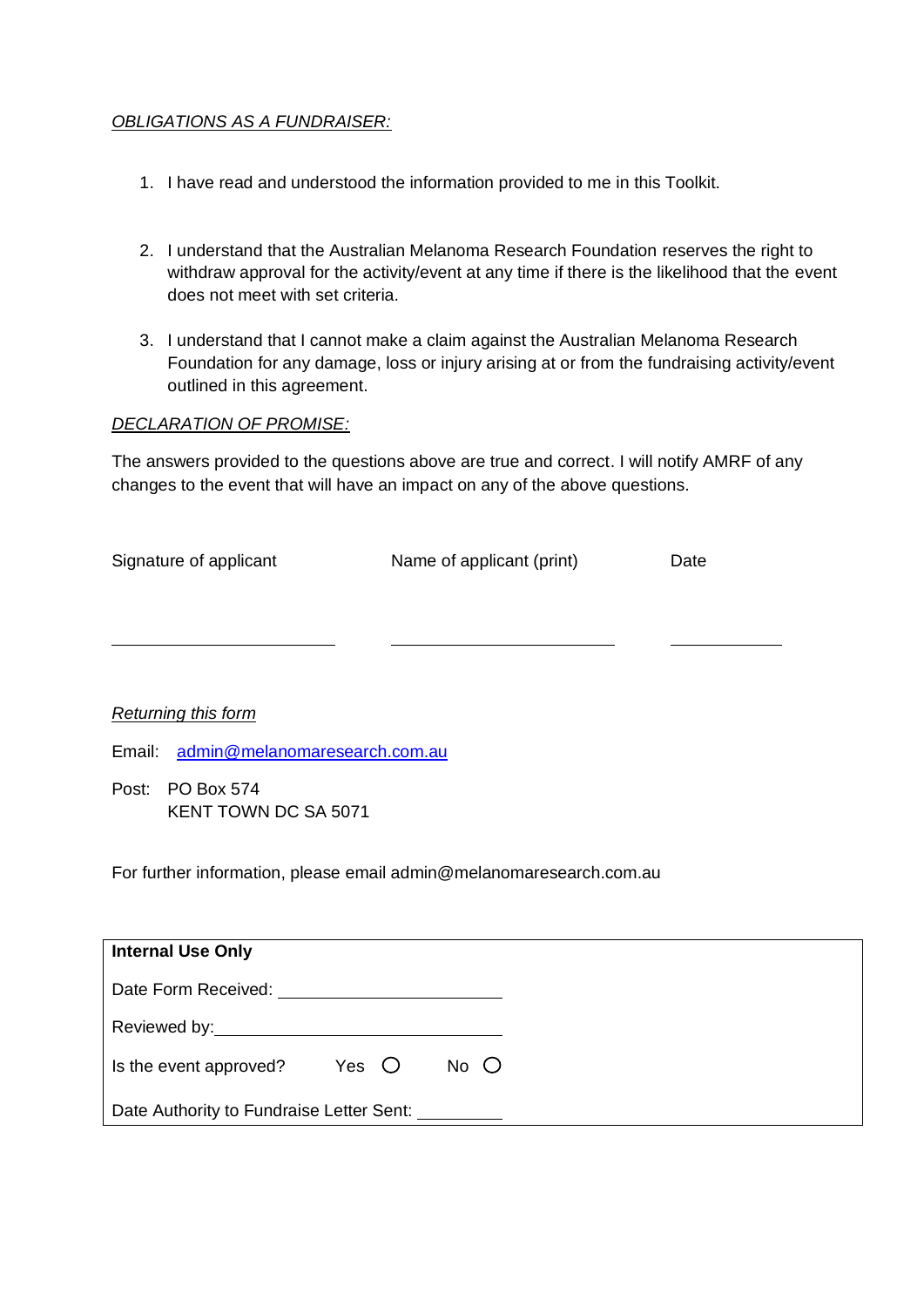*OBLIGATIONS AS A FUNDRAISER:*

1. I have read and understood the information provided to me in this Toolkit.
2. I understand that the Australian Melanoma Research Foundation reserves the right to withdraw approval for the activity/event at any time if there is the likelihood that the event does not meet with set criteria.
3. I understand that I cannot make a claim against the Australian Melanoma Research Foundation for any damage, loss or injury arising at or from the fundraising activity/event outlined in this agreement.

*DECLARATION OF PROMISE:*

The answers provided to the questions above are true and correct. I will notify AMRF of any changes to the event that will have an impact on any of the above questions.

| Signature of applicant | Name of applicant (print) | Date |
| --- | --- | --- |
| \_\_\_\_\_\_\_\_\_\_\_\_\_\_\_\_\_\_\_\_ | \_\_\_\_\_\_\_\_\_\_\_\_\_\_\_\_\_\_\_\_ | \_\_\_\_\_\_\_\_\_\_ |

*Returning this form*

Email: admin@melanomaresearch.com.au

Post: PO Box 574
KENT TOWN DC SA 5071

For further information, please email admin@melanomaresearch.com.au

| **Internal Use Only** |
| --- |
| Date Form Received: \_\_\_\_\_\_\_\_\_\_\_\_\_\_\_\_\_\_\_\_ |
| Reviewed by: \_\_\_\_\_\_\_\_\_\_\_\_\_\_\_\_\_\_\_\_ |
| Is the event approved? Yes ○ No ○ |
| Date Authority to Fundraise Letter Sent: \_\_\_\_\_\_\_\_\_\_ |